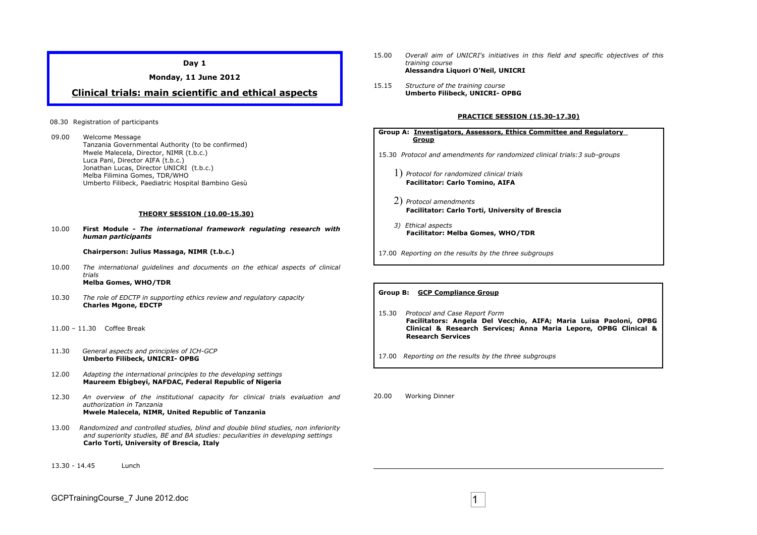**Day 1**

**Monday, 11 June 2012**

# Clinical trials: main scientific and ethical aspects

08.30 Registration of participants

09.00 Welcome Message
Tanzania Governmental Authority (to be confirmed)
Mwele Malecela, Director, NIMR (t.b.c.)
Luca Pani, Director AIFA (t.b.c.)
Jonathan Lucas, Director UNICRI (t.b.c.)
Melba Filimina Gomes, TDR/WHO
Umberto Filibeck, Paediatric Hospital Bambino Gesù

## THEORY SESSION (10.00-15.30)

10.00 **First Module - *The international framework regulating research with human participants***

**Chairperson: Julius Massaga, NIMR (t.b.c.)**

10.00 *The international guidelines and documents on the ethical aspects of clinical trials*
**Melba Gomes, WHO/TDR**

10.30 *The role of EDCTP in supporting ethics review and regulatory capacity*
**Charles Mgone, EDCTP**

11.00 – 11.30 Coffee Break

11.30 *General aspects and principles of ICH-GCP*
**Umberto Filibeck, UNICRI- OPBG**

12.00 *Adapting the international principles to the developing settings*
**Maureem Ebigbeyi, NAFDAC, Federal Republic of Nigeria**

12.30 *An overview of the institutional capacity for clinical trials evaluation and authorization in Tanzania*
**Mwele Malecela, NIMR, United Republic of Tanzania**

13.00 *Randomized and controlled studies, blind and double blind studies, non inferiority and superiority studies, BE and BA studies: peculiarities in developing settings*
**Carlo Torti, University of Brescia, Italy**

13.30 - 14.45 Lunch

15.00 *Overall aim of UNICRI's initiatives in this field and specific objectives of this training course*
**Alessandra Liquori O'Neil, UNICRI**

15.15 *Structure of the training course*
**Umberto Filibeck, UNICRI- OPBG**

## PRACTICE SESSION (15.30-17.30)

**Group A: Investigators, Assessors, Ethics Committee and Regulatory Group**

15.30 *Protocol and amendments for randomized clinical trials:3 sub-groups*

1) *Protocol for randomized clinical trials*
**Facilitator: Carlo Tomino, AIFA**

2) *Protocol amendments*
**Facilitator: Carlo Torti, University of Brescia**

3) *Ethical aspects*
**Facilitator: Melba Gomes, WHO/TDR**

17.00 *Reporting on the results by the three subgroups*

**Group B: GCP Compliance Group**

15.30 *Protocol and Case Report Form*
**Facilitators: Angela Del Vecchio, AIFA; Maria Luisa Paoloni, OPBG Clinical & Research Services; Anna Maria Lepore, OPBG Clinical & Research Services**

17.00 *Reporting on the results by the three subgroups*

20.00 Working Dinner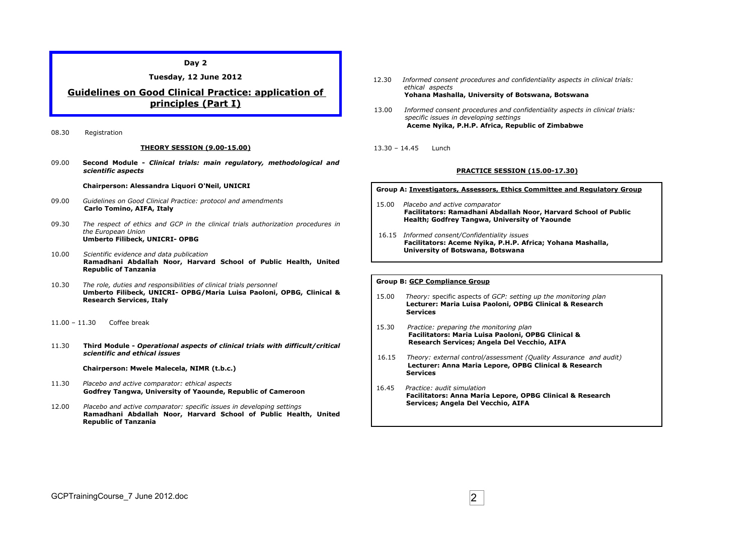**Day 2**

**Tuesday, 12 June 2012**

## Guidelines on Good Clinical Practice: application of principles (Part I)

08.30 Registration

**THEORY SESSION (9.00-15.00)**

09.00 **Second Module -** ***Clinical trials: main regulatory, methodological and scientific aspects***

**Chairperson: Alessandra Liquori O'Neil, UNICRI**

09.00 *Guidelines on Good Clinical Practice: protocol and amendments*
**Carlo Tomino, AIFA, Italy**

09.30 *The respect of ethics and GCP in the clinical trials authorization procedures in the European Union*
**Umberto Filibeck, UNICRI- OPBG**

10.00 *Scientific evidence and data publication*
**Ramadhani Abdallah Noor, Harvard School of Public Health, United Republic of Tanzania**

10.30 *The role, duties and responsibilities of clinical trials personnel*
**Umberto Filibeck, UNICRI- OPBG/Maria Luisa Paoloni, OPBG, Clinical & Research Services, Italy**

11.00 – 11.30 Coffee break

11.30 **Third Module -** ***Operational aspects of clinical trials with difficult/critical scientific and ethical issues***

**Chairperson: Mwele Malecela, NIMR (t.b.c.)**

11.30 *Placebo and active comparator: ethical aspects*
**Godfrey Tangwa, University of Yaounde, Republic of Cameroon**

12.00 *Placebo and active comparator: specific issues in developing settings*
**Ramadhani Abdallah Noor, Harvard School of Public Health, United Republic of Tanzania**

12.30 *Informed consent procedures and confidentiality aspects in clinical trials: ethical aspects*
**Yohana Mashalla, University of Botswana, Botswana**

13.00 *Informed consent procedures and confidentiality aspects in clinical trials: specific issues in developing settings*
**Aceme Nyika, P.H.P. Africa, Republic of Zimbabwe**

13.30 – 14.45 Lunch

**PRACTICE SESSION (15.00-17.30)**

**Group A: Investigators, Assessors, Ethics Committee and Regulatory Group**

15.00 *Placebo and active comparator*
**Facilitators: Ramadhani Abdallah Noor, Harvard School of Public Health; Godfrey Tangwa, University of Yaounde**

16.15 *Informed consent/Confidentiality issues*
**Facilitators: Aceme Nyika, P.H.P. Africa; Yohana Mashalla, University of Botswana, Botswana**

**Group B: GCP Compliance Group**

15.00 *Theory:* specific aspects of *GCP: setting up the monitoring plan*
**Lecturer: Maria Luisa Paoloni, OPBG Clinical & Research Services**

15.30 *Practice: preparing the monitoring plan*
**Facilitators: Maria Luisa Paoloni, OPBG Clinical & Research Services; Angela Del Vecchio, AIFA**

16.15 *Theory: external control/assessment (Quality Assurance and audit)*
**Lecturer: Anna Maria Lepore, OPBG Clinical & Research Services**

16.45 *Practice: audit simulation*
**Facilitators: Anna Maria Lepore, OPBG Clinical & Research Services; Angela Del Vecchio, AIFA**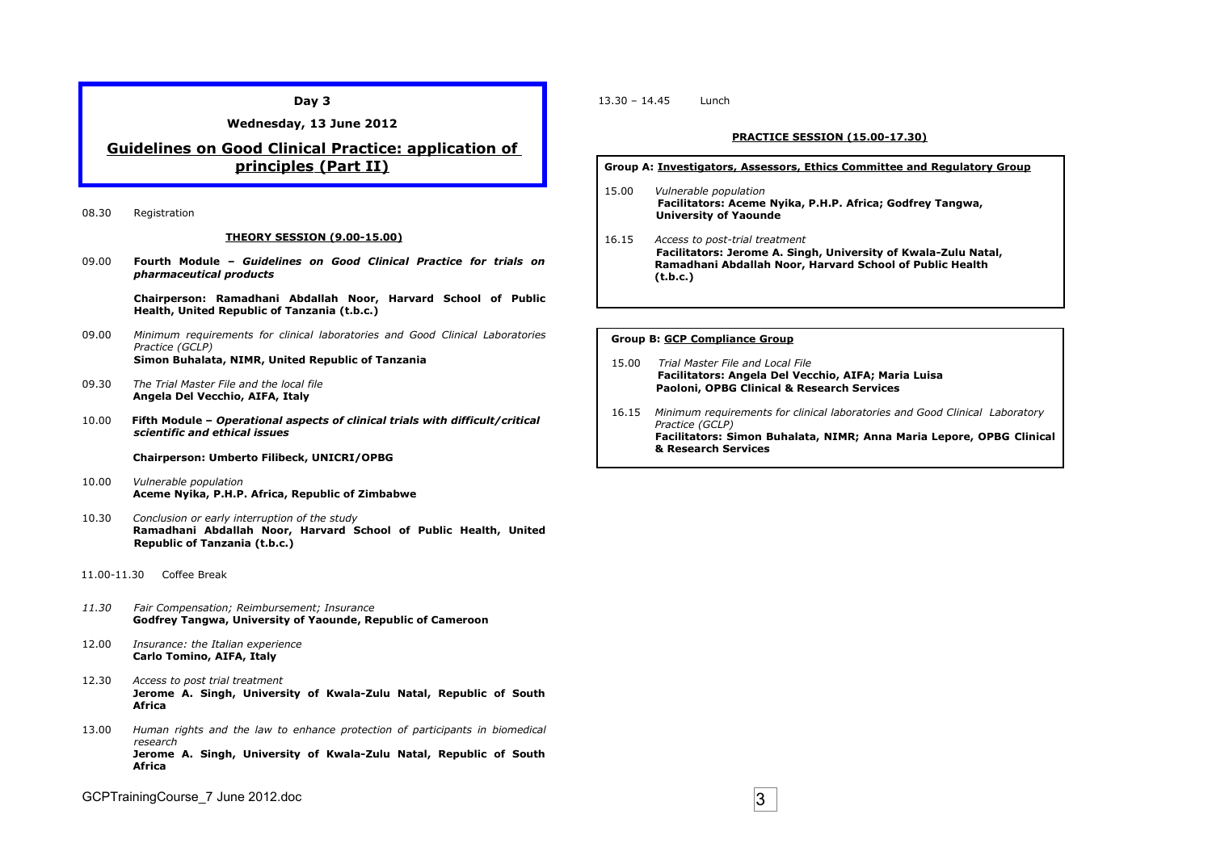**Day 3**

**Wednesday, 13 June 2012**

## Guidelines on Good Clinical Practice: application of principles (Part II)

08.30 Registration

**THEORY SESSION (9.00-15.00)**

09.00 **Fourth Module –** ***Guidelines on Good Clinical Practice for trials on pharmaceutical products***

**Chairperson: Ramadhani Abdallah Noor, Harvard School of Public Health, United Republic of Tanzania (t.b.c.)**

09.00 *Minimum requirements for clinical laboratories and Good Clinical Laboratories Practice (GCLP)*
**Simon Buhalata, NIMR, United Republic of Tanzania**

09.30 *The Trial Master File and the local file*
**Angela Del Vecchio, AIFA, Italy**

10.00 **Fifth Module –** ***Operational aspects of clinical trials with difficult/critical scientific and ethical issues***

**Chairperson: Umberto Filibeck, UNICRI/OPBG**

10.00 *Vulnerable population*
**Aceme Nyika, P.H.P. Africa, Republic of Zimbabwe**

10.30 *Conclusion or early interruption of the study*
**Ramadhani Abdallah Noor, Harvard School of Public Health, United Republic of Tanzania (t.b.c.)**

11.00-11.30 Coffee Break

*11.30* *Fair Compensation; Reimbursement; Insurance*
**Godfrey Tangwa, University of Yaounde, Republic of Cameroon**

12.00 *Insurance: the Italian experience*
**Carlo Tomino, AIFA, Italy**

12.30 *Access to post trial treatment*
**Jerome A. Singh, University of Kwala-Zulu Natal, Republic of South Africa**

13.00 *Human rights and the law to enhance protection of participants in biomedical research*
**Jerome A. Singh, University of Kwala-Zulu Natal, Republic of South Africa**

13.30 – 14.45 Lunch

**PRACTICE SESSION (15.00-17.30)**

**Group A: Investigators, Assessors, Ethics Committee and Regulatory Group**

15.00 *Vulnerable population*
**Facilitators: Aceme Nyika, P.H.P. Africa; Godfrey Tangwa, University of Yaounde**

16.15 *Access to post-trial treatment*
**Facilitators: Jerome A. Singh, University of Kwala-Zulu Natal, Ramadhani Abdallah Noor, Harvard School of Public Health (t.b.c.)**

**Group B: GCP Compliance Group**

15.00 *Trial Master File and Local File*
**Facilitators: Angela Del Vecchio, AIFA; Maria Luisa Paoloni, OPBG Clinical & Research Services**

16.15 *Minimum requirements for clinical laboratories and Good Clinical Laboratory Practice (GCLP)*
**Facilitators: Simon Buhalata, NIMR; Anna Maria Lepore, OPBG Clinical & Research Services**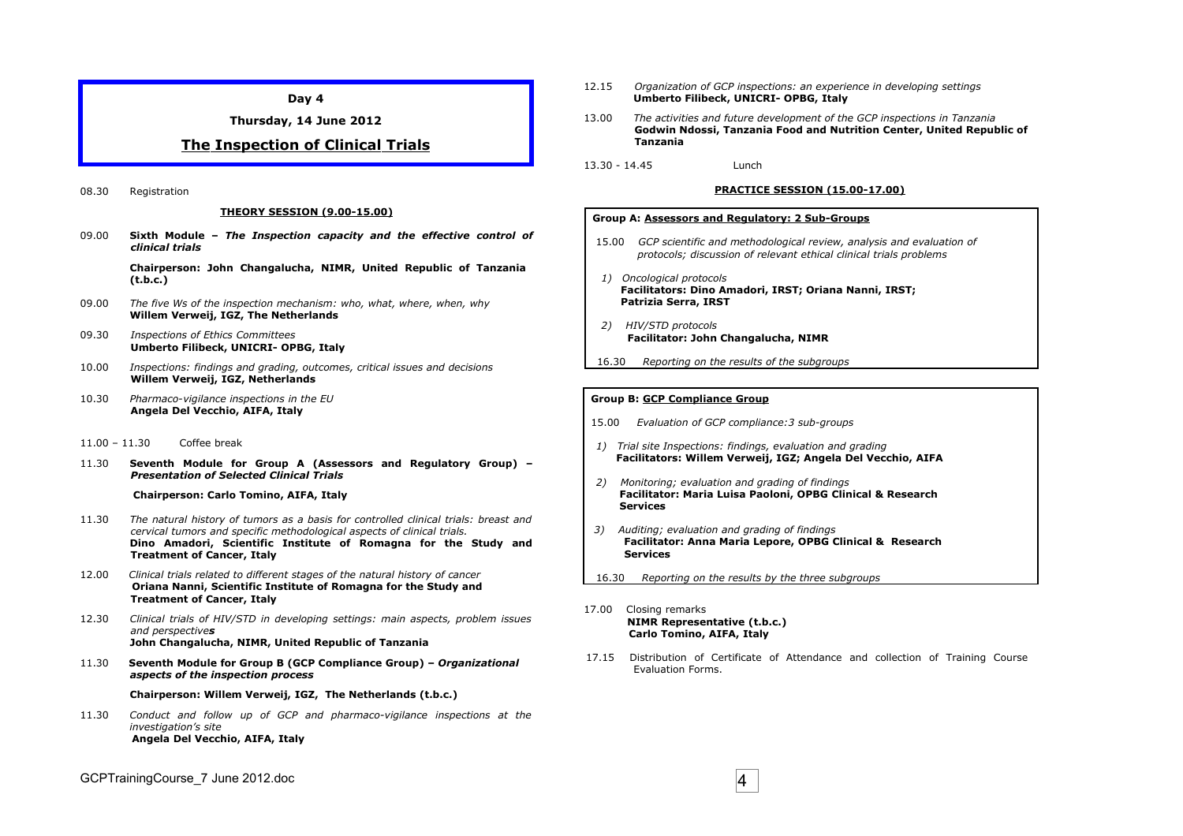**Day 4**

**Thursday, 14 June 2012**

## The Inspection of Clinical Trials

08.30 Registration

**THEORY SESSION (9.00-15.00)**

09.00 **Sixth Module –** ***The Inspection capacity and the effective control of clinical trials***

**Chairperson: John Changalucha, NIMR, United Republic of Tanzania (t.b.c.)**

09.00 *The five Ws of the inspection mechanism: who, what, where, when, why*
**Willem Verweij, IGZ, The Netherlands**

09.30 *Inspections of Ethics Committees*
**Umberto Filibeck, UNICRI- OPBG, Italy**

10.00 *Inspections: findings and grading, outcomes, critical issues and decisions*
**Willem Verweij, IGZ, Netherlands**

10.30 *Pharmaco-vigilance inspections in the EU*
**Angela Del Vecchio, AIFA, Italy**

11.00 – 11.30 Coffee break

11.30 **Seventh Module for Group A (Assessors and Regulatory Group) –** ***Presentation of Selected Clinical Trials***

**Chairperson: Carlo Tomino, AIFA, Italy**

11.30 *The natural history of tumors as a basis for controlled clinical trials: breast and cervical tumors and specific methodological aspects of clinical trials.*
**Dino Amadori, Scientific Institute of Romagna for the Study and Treatment of Cancer, Italy**

12.00 *Clinical trials related to different stages of the natural history of cancer*
**Oriana Nanni, Scientific Institute of Romagna for the Study and Treatment of Cancer, Italy**

12.30 *Clinical trials of HIV/STD in developing settings: main aspects, problem issues and perspectives*
**John Changalucha, NIMR, United Republic of Tanzania**

11.30 **Seventh Module for Group B (GCP Compliance Group) –** ***Organizational aspects of the inspection process***

**Chairperson: Willem Verweij, IGZ, The Netherlands (t.b.c.)**

11.30 *Conduct and follow up of GCP and pharmaco-vigilance inspections at the investigation's site*
**Angela Del Vecchio, AIFA, Italy**

12.15 *Organization of GCP inspections: an experience in developing settings*
**Umberto Filibeck, UNICRI- OPBG, Italy**

13.00 *The activities and future development of the GCP inspections in Tanzania*
**Godwin Ndossi, Tanzania Food and Nutrition Center, United Republic of Tanzania**

13.30 - 14.45 Lunch

**PRACTICE SESSION (15.00-17.00)**

**Group A: Assessors and Regulatory: 2 Sub-Groups**

15.00 *GCP scientific and methodological review, analysis and evaluation of protocols; discussion of relevant ethical clinical trials problems*

1) *Oncological protocols*
**Facilitators: Dino Amadori, IRST; Oriana Nanni, IRST; Patrizia Serra, IRST**

2) *HIV/STD protocols*
**Facilitator: John Changalucha, NIMR**

16.30 *Reporting on the results of the subgroups*

**Group B: GCP Compliance Group**

15.00 *Evaluation of GCP compliance:3 sub-groups*

1) *Trial site Inspections: findings, evaluation and grading*
**Facilitators: Willem Verweij, IGZ; Angela Del Vecchio, AIFA**

2) *Monitoring; evaluation and grading of findings*
**Facilitator: Maria Luisa Paoloni, OPBG Clinical & Research Services**

3) *Auditing; evaluation and grading of findings*
**Facilitator: Anna Maria Lepore, OPBG Clinical & Research Services**

16.30 *Reporting on the results by the three subgroups*

17.00 Closing remarks
**NIMR Representative (t.b.c.)**
**Carlo Tomino, AIFA, Italy**

17.15 Distribution of Certificate of Attendance and collection of Training Course Evaluation Forms.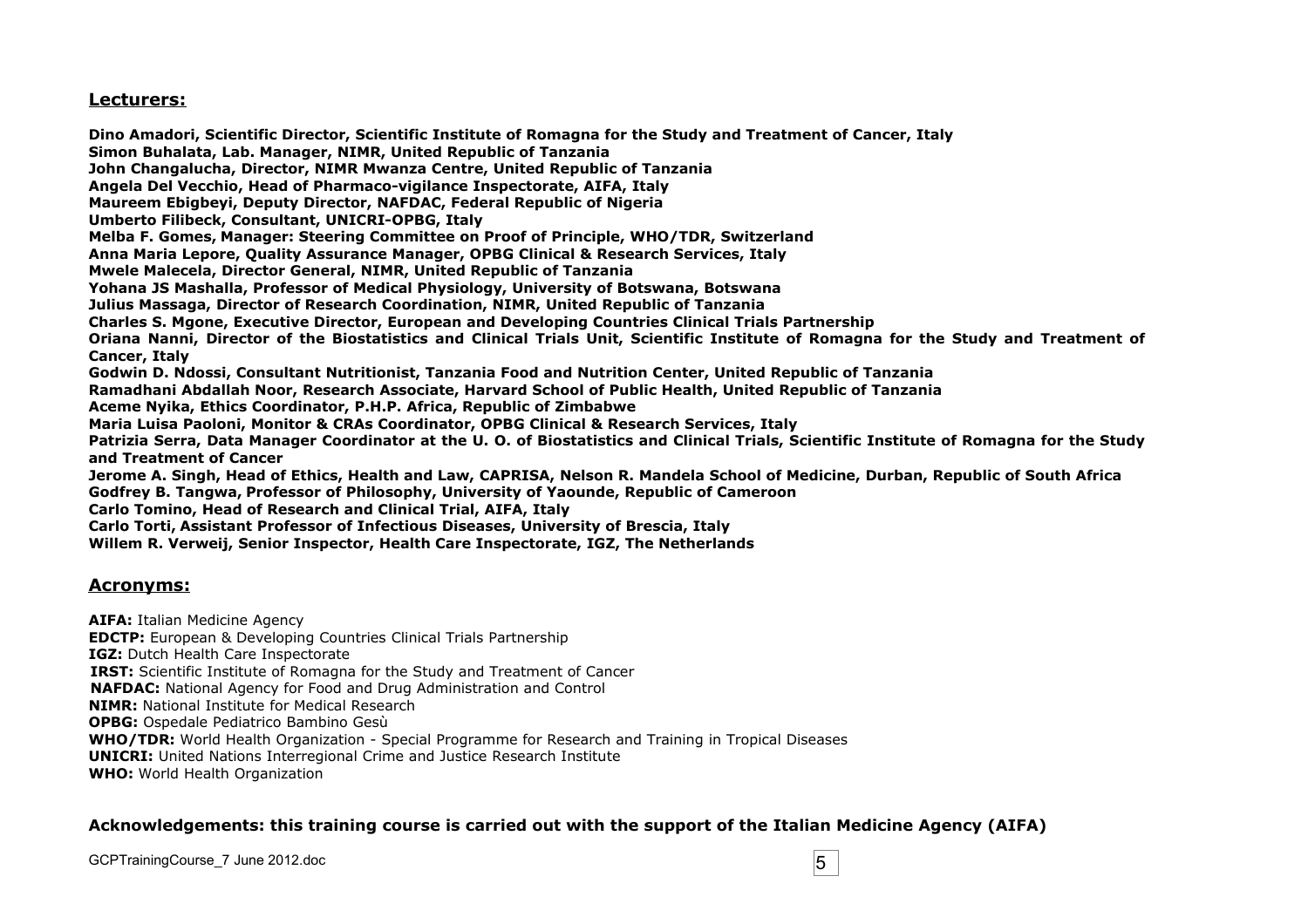## Lecturers:

**Dino Amadori, Scientific Director, Scientific Institute of Romagna for the Study and Treatment of Cancer, Italy**
**Simon Buhalata, Lab. Manager, NIMR, United Republic of Tanzania**
**John Changalucha, Director, NIMR Mwanza Centre, United Republic of Tanzania**
**Angela Del Vecchio, Head of Pharmaco-vigilance Inspectorate, AIFA, Italy**
**Maureem Ebigbeyi, Deputy Director, NAFDAC, Federal Republic of Nigeria**
**Umberto Filibeck, Consultant, UNICRI-OPBG, Italy**
**Melba F. Gomes, Manager: Steering Committee on Proof of Principle, WHO/TDR, Switzerland**
**Anna Maria Lepore, Quality Assurance Manager, OPBG Clinical & Research Services, Italy**
**Mwele Malecela, Director General, NIMR, United Republic of Tanzania**
**Yohana JS Mashalla, Professor of Medical Physiology, University of Botswana, Botswana**
**Julius Massaga, Director of Research Coordination, NIMR, United Republic of Tanzania**
**Charles S. Mgone, Executive Director, European and Developing Countries Clinical Trials Partnership**
**Oriana Nanni, Director of the Biostatistics and Clinical Trials Unit, Scientific Institute of Romagna for the Study and Treatment of Cancer, Italy**
**Godwin D. Ndossi, Consultant Nutritionist, Tanzania Food and Nutrition Center, United Republic of Tanzania**
**Ramadhani Abdallah Noor, Research Associate, Harvard School of Public Health, United Republic of Tanzania**
**Aceme Nyika, Ethics Coordinator, P.H.P. Africa, Republic of Zimbabwe**
**Maria Luisa Paoloni, Monitor & CRAs Coordinator, OPBG Clinical & Research Services, Italy**
**Patrizia Serra, Data Manager Coordinator at the U. O. of Biostatistics and Clinical Trials, Scientific Institute of Romagna for the Study and Treatment of Cancer**
**Jerome A. Singh, Head of Ethics, Health and Law, CAPRISA, Nelson R. Mandela School of Medicine, Durban, Republic of South Africa**
**Godfrey B. Tangwa, Professor of Philosophy, University of Yaounde, Republic of Cameroon**
**Carlo Tomino, Head of Research and Clinical Trial, AIFA, Italy**
**Carlo Torti, Assistant Professor of Infectious Diseases, University of Brescia, Italy**
**Willem R. Verweij, Senior Inspector, Health Care Inspectorate, IGZ, The Netherlands**

## Acronyms:

**AIFA:** Italian Medicine Agency
**EDCTP:** European & Developing Countries Clinical Trials Partnership
**IGZ:** Dutch Health Care Inspectorate
**IRST:** Scientific Institute of Romagna for the Study and Treatment of Cancer
**NAFDAC:** National Agency for Food and Drug Administration and Control
**NIMR:** National Institute for Medical Research
**OPBG:** Ospedale Pediatrico Bambino Gesù
**WHO/TDR:** World Health Organization - Special Programme for Research and Training in Tropical Diseases
**UNICRI:** United Nations Interregional Crime and Justice Research Institute
**WHO:** World Health Organization

**Acknowledgements: this training course is carried out with the support of the Italian Medicine Agency (AIFA)**